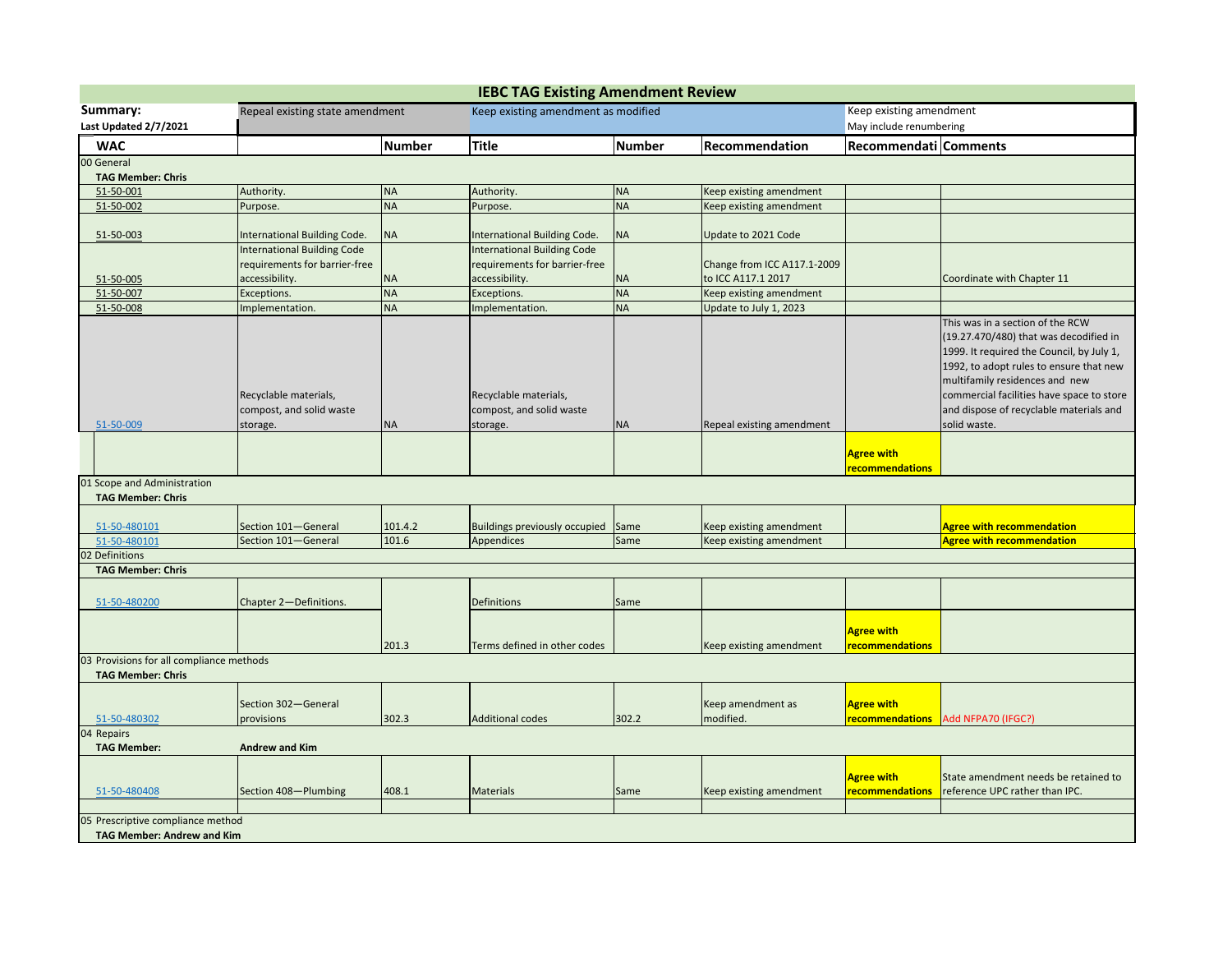# IEBC TAG Existing Amendment Review

| Summary: | Repeal existing state amendment | Keep existing amendment as modified | Keep existing amendment May include renumbering |
|---|---|---|---|
| Last Updated 2/7/2021 | | | |

| WAC | | Number | Title | Number | Recommendation | Recommendati | Comments |
|---|---|---|---|---|---|---|---|
| 00 General | | | | | | | |
| TAG Member: Chris | | | | | | | |
| 51-50-001 | Authority. | NA | Authority. | NA | Keep existing amendment | | |
| 51-50-002 | Purpose. | NA | Purpose. | NA | Keep existing amendment | | |
| 51-50-003 | International Building Code. | NA | International Building Code. | NA | Update to 2021 Code | | |
| 51-50-005 | International Building Code requirements for barrier-free accessibility. | NA | International Building Code requirements for barrier-free accessibility. | NA | Change from ICC A117.1-2009 to ICC A117.1 2017 | | Coordinate with Chapter 11 |
| 51-50-007 | Exceptions. | NA | Exceptions. | NA | Keep existing amendment | | |
| 51-50-008 | Implementation. | NA | Implementation. | NA | Update to July 1, 2023 | | |
| 51-50-009 | Recyclable materials, compost, and solid waste storage. | NA | Recyclable materials, compost, and solid waste storage. | NA | Repeal existing amendment | | This was in a section of the RCW (19.27.470/480) that was decodified in 1999. It required the Council, by July 1, 1992, to adopt rules to ensure that new multifamily residences and new commercial facilities have space to store and dispose of recyclable materials and solid waste. |
| | | | | | | **Agree with recommendations** | |
| 01 Scope and Administration | | | | | | | |
| TAG Member: Chris | | | | | | | |
| 51-50-480101 | Section 101—General | 101.4.2 | Buildings previously occupied | Same | Keep existing amendment | | **Agree with recommendation** |
| 51-50-480101 | Section 101—General | 101.6 | Appendices | Same | Keep existing amendment | | **Agree with recommendation** |
| 02 Definitions | | | | | | | |
| TAG Member: Chris | | | | | | | |
| 51-50-480200 | Chapter 2—Definitions. | | Definitions | Same | | | |
| | | 201.3 | Terms defined in other codes | | Keep existing amendment | **Agree with recommendations** | |
| 03 Provisions for all compliance methods | | | | | | | |
| TAG Member: Chris | | | | | | | |
| 51-50-480302 | Section 302—General provisions | 302.3 | Additional codes | 302.2 | Keep amendment as modified. | **Agree with recommendations** | Add NFPA70 (IFGC?) |
| 04 Repairs | | | | | | | |
| TAG Member: | Andrew and Kim | | | | | | |
| 51-50-480408 | Section 408—Plumbing | 408.1 | Materials | Same | Keep existing amendment | **Agree with recommendations** | State amendment needs be retained to reference UPC rather than IPC. |
| | | | | | | | |
| 05 Prescriptive compliance method | | | | | | | |
| TAG Member: Andrew and Kim | | | | | | | |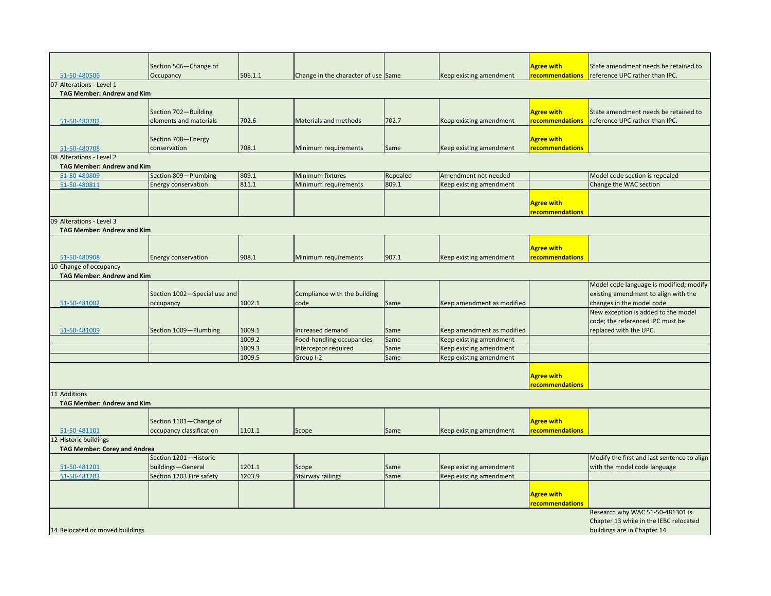| | | | | | | | |
|---|---|---|---|---|---|---|---|
| 51-50-480506 | Section 506—Change of Occupancy | 506.1.1 | Change in the character of use | Same | Keep existing amendment | **Agree with recommendations** | State amendment needs be retained to reference UPC rather than IPC. |
| 07 Alterations - Level 1 | | | | | | | |
| **TAG Member: Andrew and Kim** | | | | | | | |
| 51-50-480702 | Section 702—Building elements and materials | 702.6 | Materials and methods | 702.7 | Keep existing amendment | **Agree with recommendations** | State amendment needs be retained to reference UPC rather than IPC. |
| 51-50-480708 | Section 708—Energy conservation | 708.1 | Minimum requirements | Same | Keep existing amendment | **Agree with recommendations** | |
| 08 Alterations - Level 2 | | | | | | | |
| **TAG Member: Andrew and Kim** | | | | | | | |
| 51-50-480809 | Section 809—Plumbing | 809.1 | Minimum fixtures | Repealed | Amendment not needed | | Model code section is repealed |
| 51-50-480811 | Energy conservation | 811.1 | Minimum requirements | 809.1 | Keep existing amendment | | Change the WAC section |
| | | | | | | **Agree with recommendations** | |
| 09 Alterations - Level 3 | | | | | | | |
| **TAG Member: Andrew and Kim** | | | | | | | |
| 51-50-480908 | Energy conservation | 908.1 | Minimum requirements | 907.1 | Keep existing amendment | **Agree with recommendations** | |
| 10 Change of occupancy | | | | | | | |
| **TAG Member: Andrew and Kim** | | | | | | | |
| 51-50-481002 | Section 1002—Special use and occupancy | 1002.1 | Compliance with the building code | Same | Keep amendment as modified | | Model code language is modified; modify existing amendment to align with the changes in the model code |
| 51-50-481009 | Section 1009—Plumbing | 1009.1 | Increased demand | Same | Keep amendment as modified | | New exception is added to the model code; the referenced IPC must be replaced with the UPC. |
| | | 1009.2 | Food-handling occupancies | Same | Keep existing amendment | | |
| | | 1009.3 | Interceptor required | Same | Keep existing amendment | | |
| | | 1009.5 | Group I-2 | Same | Keep existing amendment | | |
| | | | | | | **Agree with recommendations** | |
| 11 Additions | | | | | | | |
| **TAG Member: Andrew and Kim** | | | | | | | |
| 51-50-481101 | Section 1101—Change of occupancy classification | 1101.1 | Scope | Same | Keep existing amendment | **Agree with recommendations** | |
| 12 Historic buildings | | | | | | | |
| **TAG Member: Corey and Andrea** | | | | | | | |
| 51-50-481201 | Section 1201—Historic buildings—General | 1201.1 | Scope | Same | Keep existing amendment | | Modify the first and last sentence to align with the model code language |
| 51-50-481203 | Section 1203 Fire safety | 1203.9 | Stairway railings | Same | Keep existing amendment | | |
| | | | | | | **Agree with recommendations** | |
| 14 Relocated or moved buildings | | | | | | | Research why WAC 51-50-481301 is Chapter 13 while in the IEBC relocated buildings are in Chapter 14 |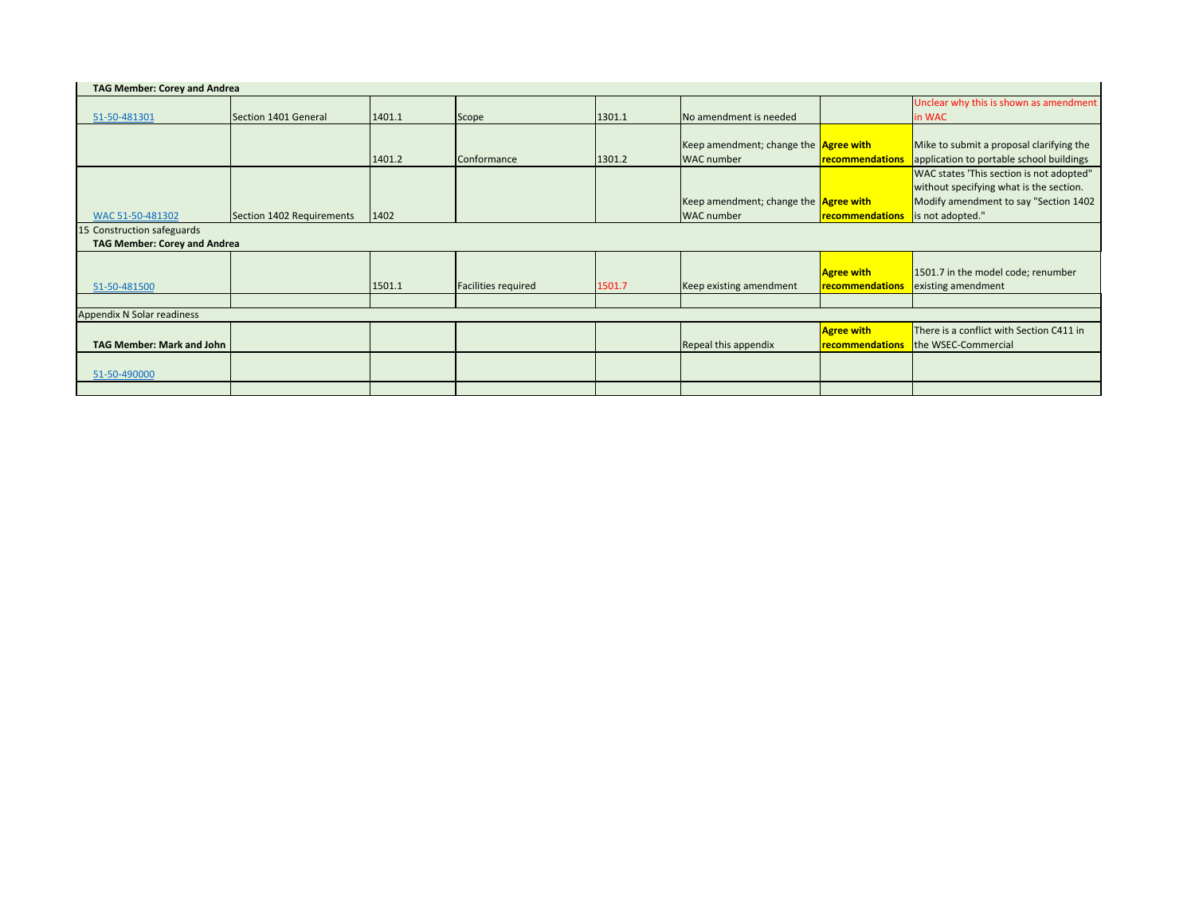| | | | | | | | |
|---|---|---|---|---|---|---|---|
| **TAG Member: Corey and Andrea** | | | | | | | |
| 51-50-481301 | Section 1401 General | 1401.1 | Scope | 1301.1 | No amendment is needed | | Unclear why this is shown as amendment in WAC |
| | | 1401.2 | Conformance | 1301.2 | Keep amendment; change the WAC number | **Agree with recommendations** | Mike to submit a proposal clarifying the application to portable school buildings |
| WAC 51-50-481302 | Section 1402 Requirements | 1402 | | | Keep amendment; change the WAC number | **Agree with recommendations** | WAC states 'This section is not adopted" without specifying what is the section. Modify amendment to say "Section 1402 is not adopted." |
| 15 Construction safeguards | | | | | | | |
| **TAG Member: Corey and Andrea** | | | | | | | |
| 51-50-481500 | | 1501.1 | Facilities required | 1501.7 | Keep existing amendment | **Agree with recommendations** | 1501.7 in the model code; renumber existing amendment |
| | | | | | | | |
| Appendix N Solar readiness | | | | | | | |
| **TAG Member: Mark and John** | | | | | Repeal this appendix | **Agree with recommendations** | There is a conflict with Section C411 in the WSEC-Commercial |
| 51-50-490000 | | | | | | | |
| | | | | | | | |